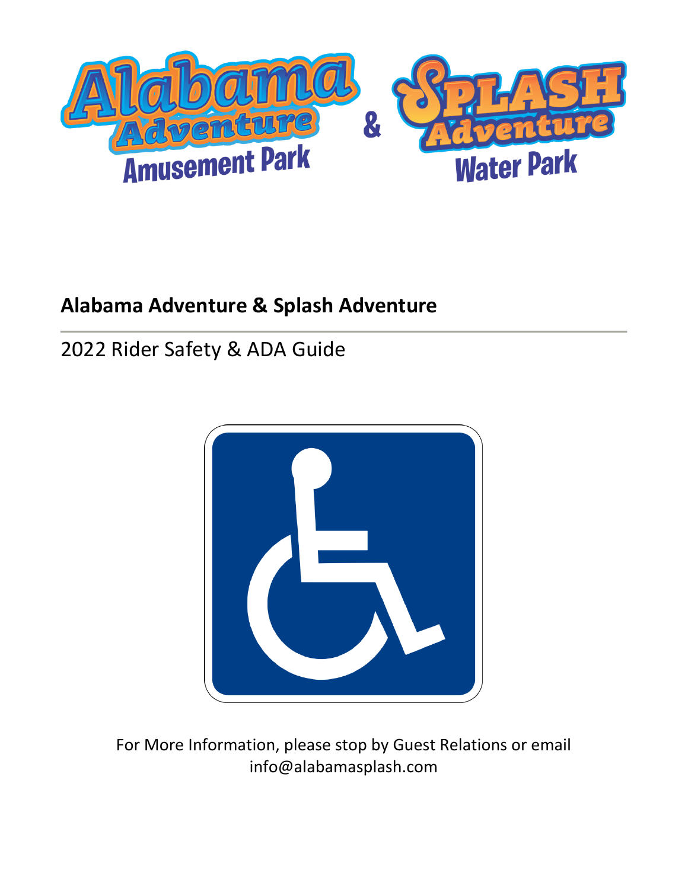# Alabama Adventure & Splash Adventure

## 2022 Rider Safety & ADA Guide

For More Information, please stop by Guest Relations or email info@alabamasplash.com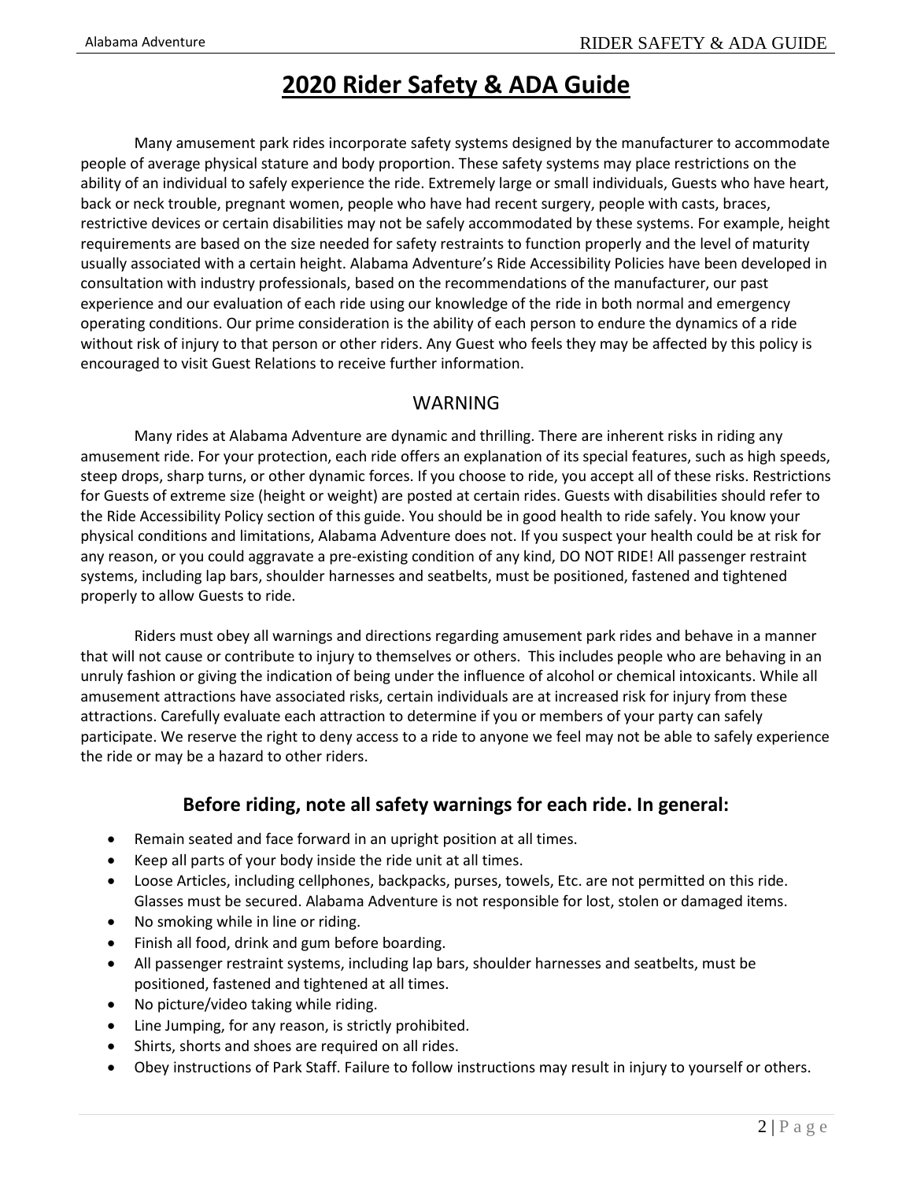# 2020 Rider Safety & ADA Guide

Many amusement park rides incorporate safety systems designed by the manufacturer to accommodate people of average physical stature and body proportion. These safety systems may place restrictions on the ability of an individual to safely experience the ride. Extremely large or small individuals, Guests who have heart, back or neck trouble, pregnant women, people who have had recent surgery, people with casts, braces, restrictive devices or certain disabilities may not be safely accommodated by these systems. For example, height requirements are based on the size needed for safety restraints to function properly and the level of maturity usually associated with a certain height. Alabama Adventure's Ride Accessibility Policies have been developed in consultation with industry professionals, based on the recommendations of the manufacturer, our past experience and our evaluation of each ride using our knowledge of the ride in both normal and emergency operating conditions. Our prime consideration is the ability of each person to endure the dynamics of a ride without risk of injury to that person or other riders. Any Guest who feels they may be affected by this policy is encouraged to visit Guest Relations to receive further information.

## WARNING

Many rides at Alabama Adventure are dynamic and thrilling. There are inherent risks in riding any amusement ride. For your protection, each ride offers an explanation of its special features, such as high speeds, steep drops, sharp turns, or other dynamic forces. If you choose to ride, you accept all of these risks. Restrictions for Guests of extreme size (height or weight) are posted at certain rides. Guests with disabilities should refer to the Ride Accessibility Policy section of this guide. You should be in good health to ride safely. You know your physical conditions and limitations, Alabama Adventure does not. If you suspect your health could be at risk for any reason, or you could aggravate a pre-existing condition of any kind, DO NOT RIDE! All passenger restraint systems, including lap bars, shoulder harnesses and seatbelts, must be positioned, fastened and tightened properly to allow Guests to ride.

Riders must obey all warnings and directions regarding amusement park rides and behave in a manner that will not cause or contribute to injury to themselves or others. This includes people who are behaving in an unruly fashion or giving the indication of being under the influence of alcohol or chemical intoxicants. While all amusement attractions have associated risks, certain individuals are at increased risk for injury from these attractions. Carefully evaluate each attraction to determine if you or members of your party can safely participate. We reserve the right to deny access to a ride to anyone we feel may not be able to safely experience the ride or may be a hazard to other riders.

## Before riding, note all safety warnings for each ride. In general:

- Remain seated and face forward in an upright position at all times.
- Keep all parts of your body inside the ride unit at all times.
- Loose Articles, including cellphones, backpacks, purses, towels, Etc. are not permitted on this ride. Glasses must be secured. Alabama Adventure is not responsible for lost, stolen or damaged items.
- No smoking while in line or riding.
- Finish all food, drink and gum before boarding.
- All passenger restraint systems, including lap bars, shoulder harnesses and seatbelts, must be positioned, fastened and tightened at all times.
- No picture/video taking while riding.
- Line Jumping, for any reason, is strictly prohibited.
- Shirts, shorts and shoes are required on all rides.
- Obey instructions of Park Staff. Failure to follow instructions may result in injury to yourself or others.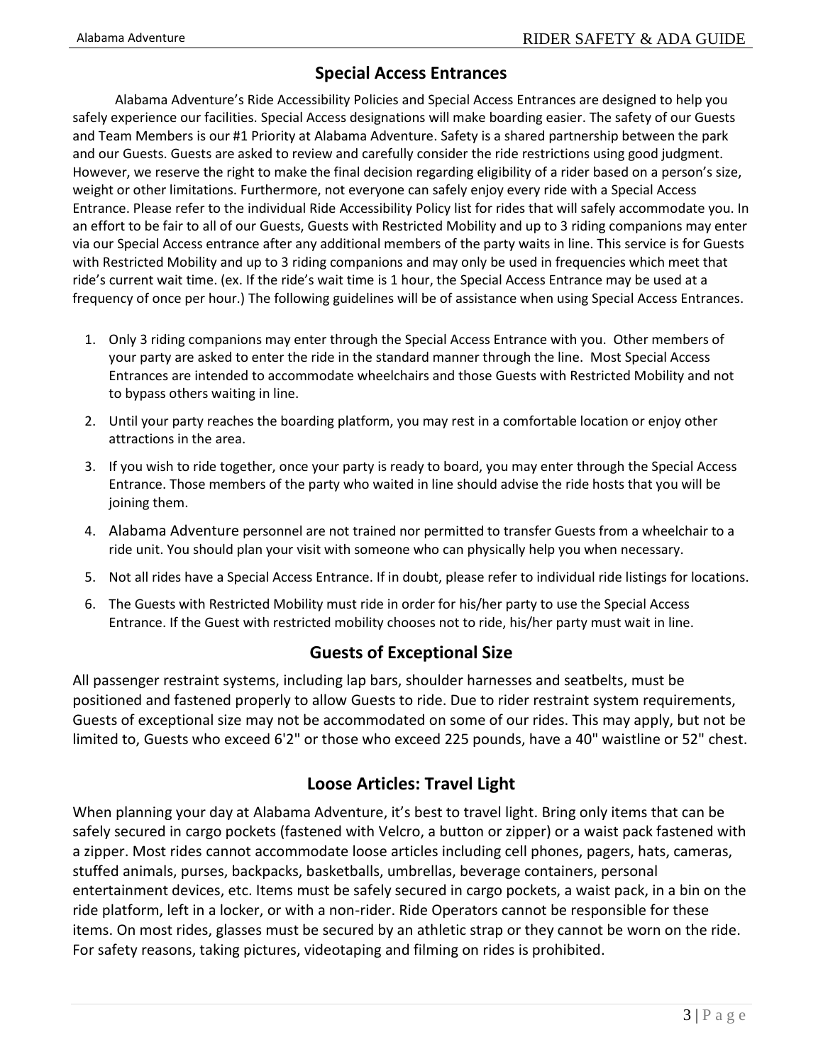## Special Access Entrances

Alabama Adventure's Ride Accessibility Policies and Special Access Entrances are designed to help you safely experience our facilities. Special Access designations will make boarding easier. The safety of our Guests and Team Members is our #1 Priority at Alabama Adventure. Safety is a shared partnership between the park and our Guests. Guests are asked to review and carefully consider the ride restrictions using good judgment. However, we reserve the right to make the final decision regarding eligibility of a rider based on a person's size, weight or other limitations. Furthermore, not everyone can safely enjoy every ride with a Special Access Entrance. Please refer to the individual Ride Accessibility Policy list for rides that will safely accommodate you. In an effort to be fair to all of our Guests, Guests with Restricted Mobility and up to 3 riding companions may enter via our Special Access entrance after any additional members of the party waits in line. This service is for Guests with Restricted Mobility and up to 3 riding companions and may only be used in frequencies which meet that ride's current wait time. (ex. If the ride's wait time is 1 hour, the Special Access Entrance may be used at a frequency of once per hour.) The following guidelines will be of assistance when using Special Access Entrances.

1. Only 3 riding companions may enter through the Special Access Entrance with you. Other members of your party are asked to enter the ride in the standard manner through the line. Most Special Access Entrances are intended to accommodate wheelchairs and those Guests with Restricted Mobility and not to bypass others waiting in line.
2. Until your party reaches the boarding platform, you may rest in a comfortable location or enjoy other attractions in the area.
3. If you wish to ride together, once your party is ready to board, you may enter through the Special Access Entrance. Those members of the party who waited in line should advise the ride hosts that you will be joining them.
4. Alabama Adventure personnel are not trained nor permitted to transfer Guests from a wheelchair to a ride unit. You should plan your visit with someone who can physically help you when necessary.
5. Not all rides have a Special Access Entrance. If in doubt, please refer to individual ride listings for locations.
6. The Guests with Restricted Mobility must ride in order for his/her party to use the Special Access Entrance. If the Guest with restricted mobility chooses not to ride, his/her party must wait in line.

## Guests of Exceptional Size

All passenger restraint systems, including lap bars, shoulder harnesses and seatbelts, must be positioned and fastened properly to allow Guests to ride. Due to rider restraint system requirements, Guests of exceptional size may not be accommodated on some of our rides. This may apply, but not be limited to, Guests who exceed 6'2" or those who exceed 225 pounds, have a 40" waistline or 52" chest.

## Loose Articles: Travel Light

When planning your day at Alabama Adventure, it's best to travel light. Bring only items that can be safely secured in cargo pockets (fastened with Velcro, a button or zipper) or a waist pack fastened with a zipper. Most rides cannot accommodate loose articles including cell phones, pagers, hats, cameras, stuffed animals, purses, backpacks, basketballs, umbrellas, beverage containers, personal entertainment devices, etc. Items must be safely secured in cargo pockets, a waist pack, in a bin on the ride platform, left in a locker, or with a non-rider. Ride Operators cannot be responsible for these items. On most rides, glasses must be secured by an athletic strap or they cannot be worn on the ride. For safety reasons, taking pictures, videotaping and filming on rides is prohibited.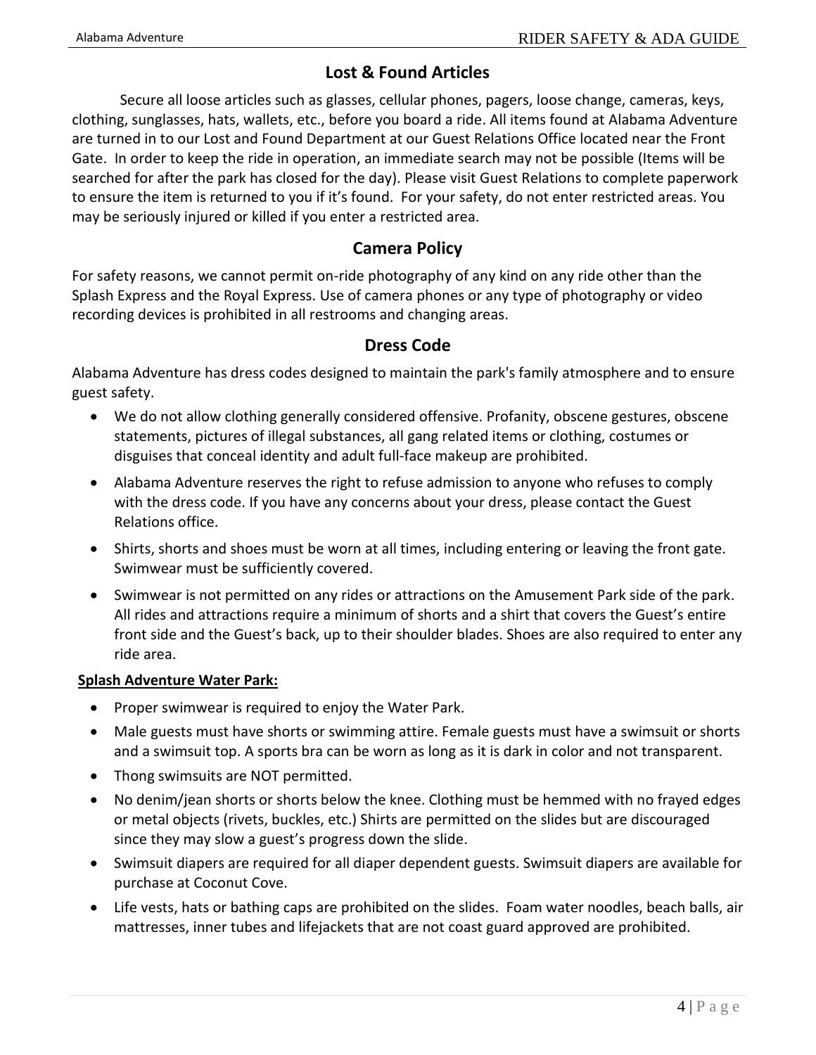## Lost & Found Articles

Secure all loose articles such as glasses, cellular phones, pagers, loose change, cameras, keys, clothing, sunglasses, hats, wallets, etc., before you board a ride. All items found at Alabama Adventure are turned in to our Lost and Found Department at our Guest Relations Office located near the Front Gate. In order to keep the ride in operation, an immediate search may not be possible (Items will be searched for after the park has closed for the day). Please visit Guest Relations to complete paperwork to ensure the item is returned to you if it's found. For your safety, do not enter restricted areas. You may be seriously injured or killed if you enter a restricted area.

## Camera Policy

For safety reasons, we cannot permit on-ride photography of any kind on any ride other than the Splash Express and the Royal Express. Use of camera phones or any type of photography or video recording devices is prohibited in all restrooms and changing areas.

## Dress Code

Alabama Adventure has dress codes designed to maintain the park's family atmosphere and to ensure guest safety.

- We do not allow clothing generally considered offensive. Profanity, obscene gestures, obscene statements, pictures of illegal substances, all gang related items or clothing, costumes or disguises that conceal identity and adult full-face makeup are prohibited.
- Alabama Adventure reserves the right to refuse admission to anyone who refuses to comply with the dress code. If you have any concerns about your dress, please contact the Guest Relations office.
- Shirts, shorts and shoes must be worn at all times, including entering or leaving the front gate. Swimwear must be sufficiently covered.
- Swimwear is not permitted on any rides or attractions on the Amusement Park side of the park. All rides and attractions require a minimum of shorts and a shirt that covers the Guest's entire front side and the Guest's back, up to their shoulder blades. Shoes are also required to enter any ride area.

**Splash Adventure Water Park:**

- Proper swimwear is required to enjoy the Water Park.
- Male guests must have shorts or swimming attire. Female guests must have a swimsuit or shorts and a swimsuit top. A sports bra can be worn as long as it is dark in color and not transparent.
- Thong swimsuits are NOT permitted.
- No denim/jean shorts or shorts below the knee. Clothing must be hemmed with no frayed edges or metal objects (rivets, buckles, etc.) Shirts are permitted on the slides but are discouraged since they may slow a guest's progress down the slide.
- Swimsuit diapers are required for all diaper dependent guests. Swimsuit diapers are available for purchase at Coconut Cove.
- Life vests, hats or bathing caps are prohibited on the slides. Foam water noodles, beach balls, air mattresses, inner tubes and lifejackets that are not coast guard approved are prohibited.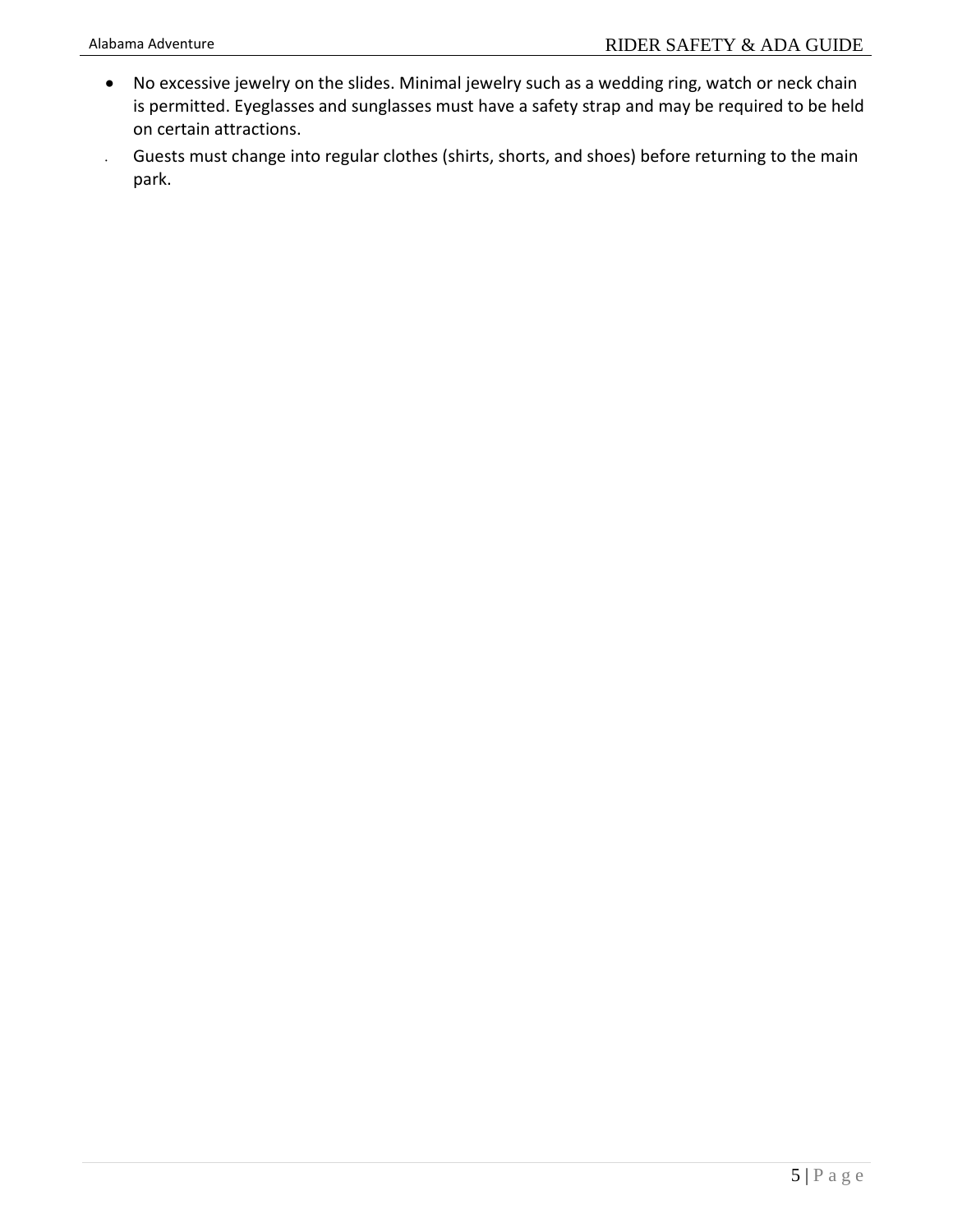- No excessive jewelry on the slides. Minimal jewelry such as a wedding ring, watch or neck chain is permitted. Eyeglasses and sunglasses must have a safety strap and may be required to be held on certain attractions.
- Guests must change into regular clothes (shirts, shorts, and shoes) before returning to the main park.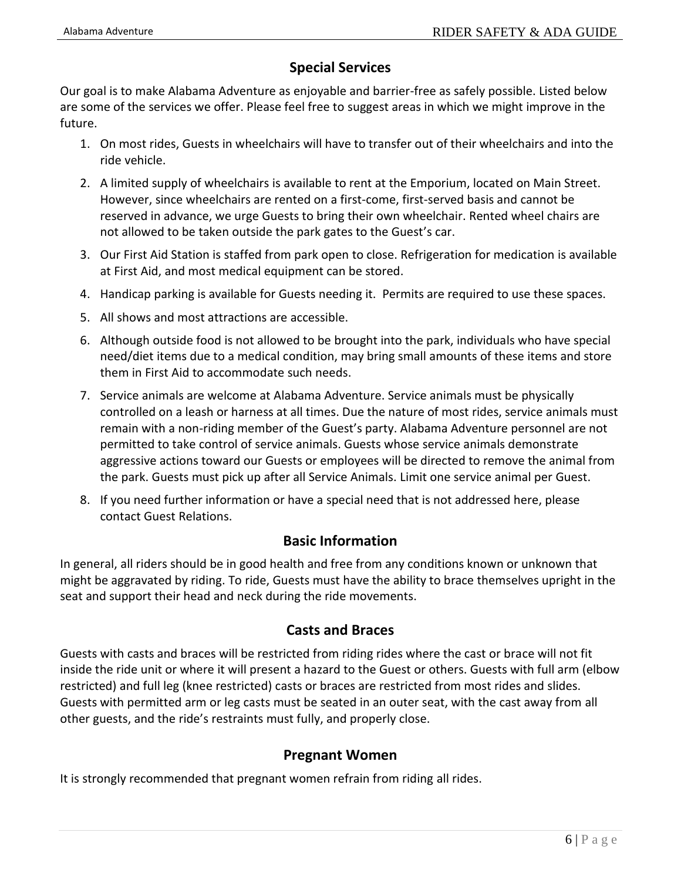## Special Services

Our goal is to make Alabama Adventure as enjoyable and barrier-free as safely possible. Listed below are some of the services we offer. Please feel free to suggest areas in which we might improve in the future.

1. On most rides, Guests in wheelchairs will have to transfer out of their wheelchairs and into the ride vehicle.
2. A limited supply of wheelchairs is available to rent at the Emporium, located on Main Street. However, since wheelchairs are rented on a first-come, first-served basis and cannot be reserved in advance, we urge Guests to bring their own wheelchair. Rented wheel chairs are not allowed to be taken outside the park gates to the Guest's car.
3. Our First Aid Station is staffed from park open to close. Refrigeration for medication is available at First Aid, and most medical equipment can be stored.
4. Handicap parking is available for Guests needing it. Permits are required to use these spaces.
5. All shows and most attractions are accessible.
6. Although outside food is not allowed to be brought into the park, individuals who have special need/diet items due to a medical condition, may bring small amounts of these items and store them in First Aid to accommodate such needs.
7. Service animals are welcome at Alabama Adventure. Service animals must be physically controlled on a leash or harness at all times. Due the nature of most rides, service animals must remain with a non-riding member of the Guest's party. Alabama Adventure personnel are not permitted to take control of service animals. Guests whose service animals demonstrate aggressive actions toward our Guests or employees will be directed to remove the animal from the park. Guests must pick up after all Service Animals. Limit one service animal per Guest.
8. If you need further information or have a special need that is not addressed here, please contact Guest Relations.

## Basic Information

In general, all riders should be in good health and free from any conditions known or unknown that might be aggravated by riding. To ride, Guests must have the ability to brace themselves upright in the seat and support their head and neck during the ride movements.

## Casts and Braces

Guests with casts and braces will be restricted from riding rides where the cast or brace will not fit inside the ride unit or where it will present a hazard to the Guest or others. Guests with full arm (elbow restricted) and full leg (knee restricted) casts or braces are restricted from most rides and slides. Guests with permitted arm or leg casts must be seated in an outer seat, with the cast away from all other guests, and the ride's restraints must fully, and properly close.

## Pregnant Women

It is strongly recommended that pregnant women refrain from riding all rides.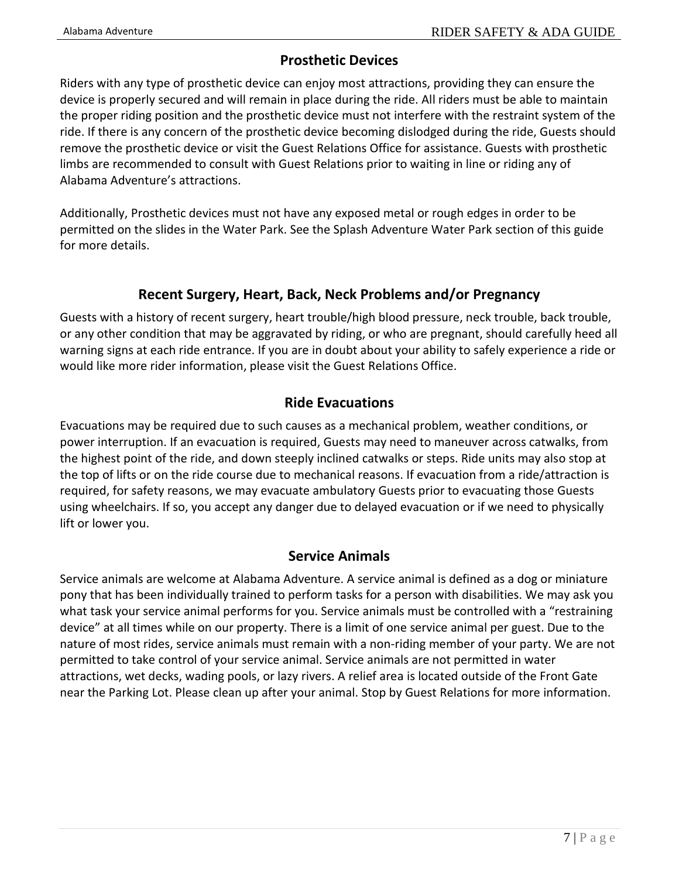## Prosthetic Devices

Riders with any type of prosthetic device can enjoy most attractions, providing they can ensure the device is properly secured and will remain in place during the ride. All riders must be able to maintain the proper riding position and the prosthetic device must not interfere with the restraint system of the ride. If there is any concern of the prosthetic device becoming dislodged during the ride, Guests should remove the prosthetic device or visit the Guest Relations Office for assistance. Guests with prosthetic limbs are recommended to consult with Guest Relations prior to waiting in line or riding any of Alabama Adventure's attractions.

Additionally, Prosthetic devices must not have any exposed metal or rough edges in order to be permitted on the slides in the Water Park. See the Splash Adventure Water Park section of this guide for more details.

## Recent Surgery, Heart, Back, Neck Problems and/or Pregnancy

Guests with a history of recent surgery, heart trouble/high blood pressure, neck trouble, back trouble, or any other condition that may be aggravated by riding, or who are pregnant, should carefully heed all warning signs at each ride entrance. If you are in doubt about your ability to safely experience a ride or would like more rider information, please visit the Guest Relations Office.

## Ride Evacuations

Evacuations may be required due to such causes as a mechanical problem, weather conditions, or power interruption. If an evacuation is required, Guests may need to maneuver across catwalks, from the highest point of the ride, and down steeply inclined catwalks or steps. Ride units may also stop at the top of lifts or on the ride course due to mechanical reasons. If evacuation from a ride/attraction is required, for safety reasons, we may evacuate ambulatory Guests prior to evacuating those Guests using wheelchairs. If so, you accept any danger due to delayed evacuation or if we need to physically lift or lower you.

## Service Animals

Service animals are welcome at Alabama Adventure. A service animal is defined as a dog or miniature pony that has been individually trained to perform tasks for a person with disabilities. We may ask you what task your service animal performs for you. Service animals must be controlled with a "restraining device" at all times while on our property. There is a limit of one service animal per guest. Due to the nature of most rides, service animals must remain with a non-riding member of your party. We are not permitted to take control of your service animal. Service animals are not permitted in water attractions, wet decks, wading pools, or lazy rivers. A relief area is located outside of the Front Gate near the Parking Lot. Please clean up after your animal. Stop by Guest Relations for more information.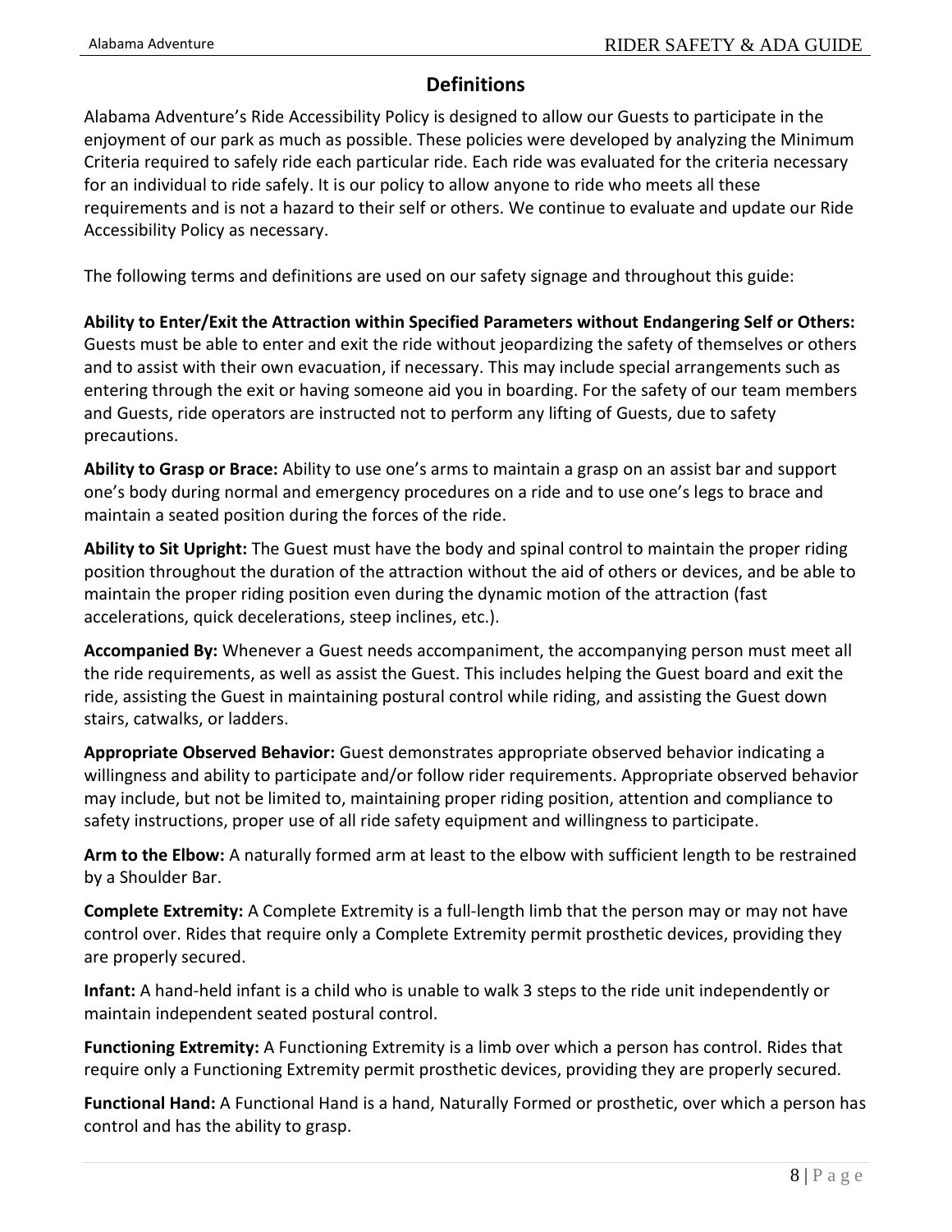## Definitions

Alabama Adventure's Ride Accessibility Policy is designed to allow our Guests to participate in the enjoyment of our park as much as possible. These policies were developed by analyzing the Minimum Criteria required to safely ride each particular ride. Each ride was evaluated for the criteria necessary for an individual to ride safely. It is our policy to allow anyone to ride who meets all these requirements and is not a hazard to their self or others. We continue to evaluate and update our Ride Accessibility Policy as necessary.

The following terms and definitions are used on our safety signage and throughout this guide:

**Ability to Enter/Exit the Attraction within Specified Parameters without Endangering Self or Others:** Guests must be able to enter and exit the ride without jeopardizing the safety of themselves or others and to assist with their own evacuation, if necessary. This may include special arrangements such as entering through the exit or having someone aid you in boarding. For the safety of our team members and Guests, ride operators are instructed not to perform any lifting of Guests, due to safety precautions.

**Ability to Grasp or Brace:** Ability to use one's arms to maintain a grasp on an assist bar and support one's body during normal and emergency procedures on a ride and to use one's legs to brace and maintain a seated position during the forces of the ride.

**Ability to Sit Upright:** The Guest must have the body and spinal control to maintain the proper riding position throughout the duration of the attraction without the aid of others or devices, and be able to maintain the proper riding position even during the dynamic motion of the attraction (fast accelerations, quick decelerations, steep inclines, etc.).

**Accompanied By:** Whenever a Guest needs accompaniment, the accompanying person must meet all the ride requirements, as well as assist the Guest. This includes helping the Guest board and exit the ride, assisting the Guest in maintaining postural control while riding, and assisting the Guest down stairs, catwalks, or ladders.

**Appropriate Observed Behavior:** Guest demonstrates appropriate observed behavior indicating a willingness and ability to participate and/or follow rider requirements. Appropriate observed behavior may include, but not be limited to, maintaining proper riding position, attention and compliance to safety instructions, proper use of all ride safety equipment and willingness to participate.

**Arm to the Elbow:** A naturally formed arm at least to the elbow with sufficient length to be restrained by a Shoulder Bar.

**Complete Extremity:** A Complete Extremity is a full-length limb that the person may or may not have control over. Rides that require only a Complete Extremity permit prosthetic devices, providing they are properly secured.

**Infant:** A hand-held infant is a child who is unable to walk 3 steps to the ride unit independently or maintain independent seated postural control.

**Functioning Extremity:** A Functioning Extremity is a limb over which a person has control. Rides that require only a Functioning Extremity permit prosthetic devices, providing they are properly secured.

**Functional Hand:** A Functional Hand is a hand, Naturally Formed or prosthetic, over which a person has control and has the ability to grasp.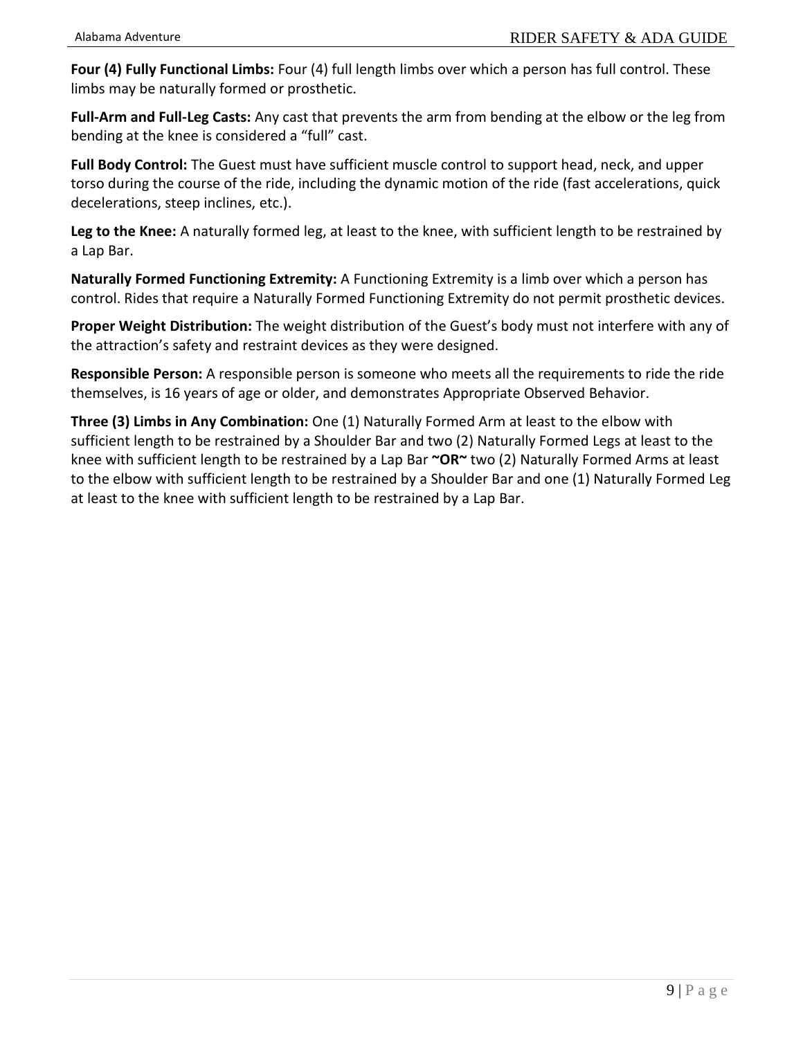**Four (4) Fully Functional Limbs:** Four (4) full length limbs over which a person has full control. These limbs may be naturally formed or prosthetic.

**Full-Arm and Full-Leg Casts:** Any cast that prevents the arm from bending at the elbow or the leg from bending at the knee is considered a "full" cast.

**Full Body Control:** The Guest must have sufficient muscle control to support head, neck, and upper torso during the course of the ride, including the dynamic motion of the ride (fast accelerations, quick decelerations, steep inclines, etc.).

**Leg to the Knee:** A naturally formed leg, at least to the knee, with sufficient length to be restrained by a Lap Bar.

**Naturally Formed Functioning Extremity:** A Functioning Extremity is a limb over which a person has control. Rides that require a Naturally Formed Functioning Extremity do not permit prosthetic devices.

**Proper Weight Distribution:** The weight distribution of the Guest's body must not interfere with any of the attraction's safety and restraint devices as they were designed.

**Responsible Person:** A responsible person is someone who meets all the requirements to ride the ride themselves, is 16 years of age or older, and demonstrates Appropriate Observed Behavior.

**Three (3) Limbs in Any Combination:** One (1) Naturally Formed Arm at least to the elbow with sufficient length to be restrained by a Shoulder Bar and two (2) Naturally Formed Legs at least to the knee with sufficient length to be restrained by a Lap Bar **~OR~** two (2) Naturally Formed Arms at least to the elbow with sufficient length to be restrained by a Shoulder Bar and one (1) Naturally Formed Leg at least to the knee with sufficient length to be restrained by a Lap Bar.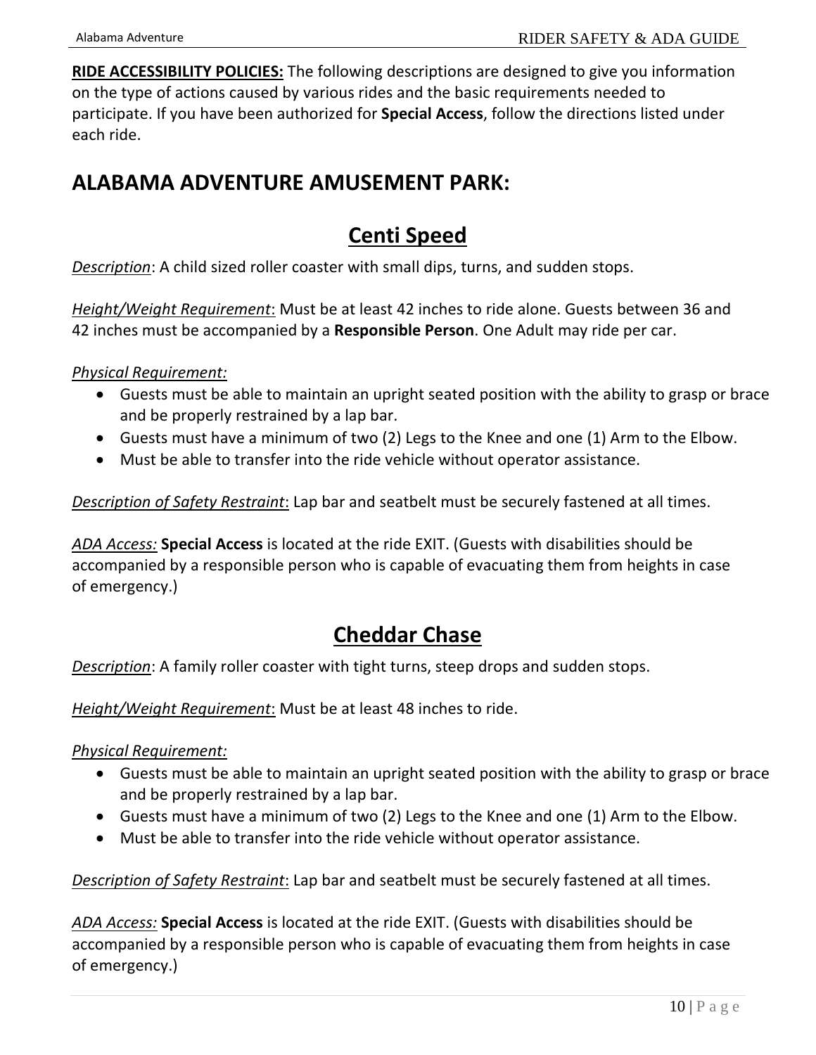**RIDE ACCESSIBILITY POLICIES:** The following descriptions are designed to give you information on the type of actions caused by various rides and the basic requirements needed to participate. If you have been authorized for **Special Access**, follow the directions listed under each ride.

# ALABAMA ADVENTURE AMUSEMENT PARK:

## Centi Speed

*Description*: A child sized roller coaster with small dips, turns, and sudden stops.

*Height/Weight Requirement*: Must be at least 42 inches to ride alone. Guests between 36 and 42 inches must be accompanied by a **Responsible Person**. One Adult may ride per car.

*Physical Requirement:*

- Guests must be able to maintain an upright seated position with the ability to grasp or brace and be properly restrained by a lap bar.
- Guests must have a minimum of two (2) Legs to the Knee and one (1) Arm to the Elbow.
- Must be able to transfer into the ride vehicle without operator assistance.

*Description of Safety Restraint*: Lap bar and seatbelt must be securely fastened at all times.

*ADA Access:* **Special Access** is located at the ride EXIT. (Guests with disabilities should be accompanied by a responsible person who is capable of evacuating them from heights in case of emergency.)

## Cheddar Chase

*Description*: A family roller coaster with tight turns, steep drops and sudden stops.

*Height/Weight Requirement*: Must be at least 48 inches to ride.

*Physical Requirement:*

- Guests must be able to maintain an upright seated position with the ability to grasp or brace and be properly restrained by a lap bar.
- Guests must have a minimum of two (2) Legs to the Knee and one (1) Arm to the Elbow.
- Must be able to transfer into the ride vehicle without operator assistance.

*Description of Safety Restraint*: Lap bar and seatbelt must be securely fastened at all times.

*ADA Access:* **Special Access** is located at the ride EXIT. (Guests with disabilities should be accompanied by a responsible person who is capable of evacuating them from heights in case of emergency.)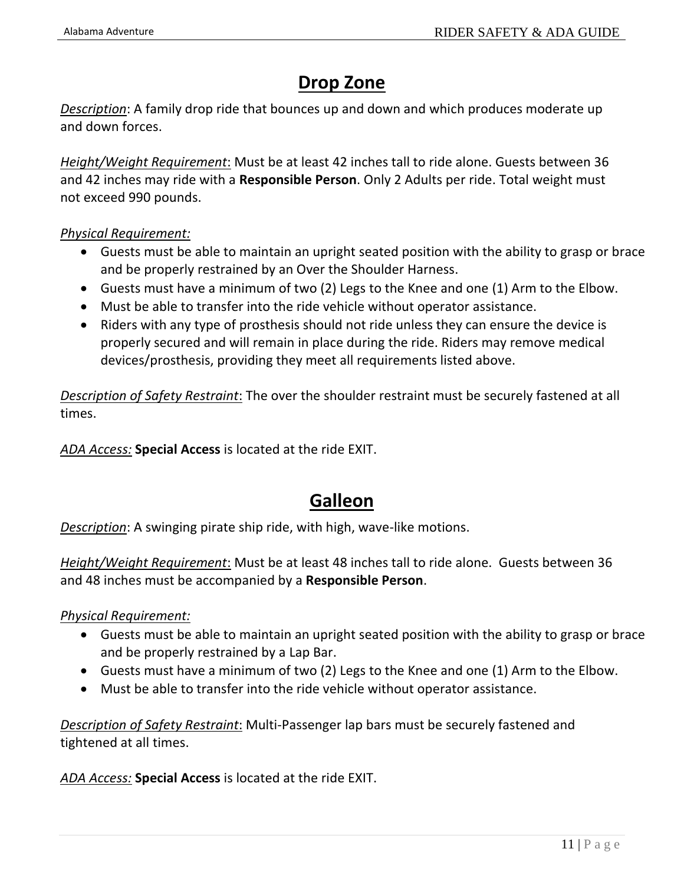## Drop Zone

*Description*: A family drop ride that bounces up and down and which produces moderate up and down forces.

*Height/Weight Requirement*: Must be at least 42 inches tall to ride alone. Guests between 36 and 42 inches may ride with a **Responsible Person**. Only 2 Adults per ride. Total weight must not exceed 990 pounds.

*Physical Requirement:*

- Guests must be able to maintain an upright seated position with the ability to grasp or brace and be properly restrained by an Over the Shoulder Harness.
- Guests must have a minimum of two (2) Legs to the Knee and one (1) Arm to the Elbow.
- Must be able to transfer into the ride vehicle without operator assistance.
- Riders with any type of prosthesis should not ride unless they can ensure the device is properly secured and will remain in place during the ride. Riders may remove medical devices/prosthesis, providing they meet all requirements listed above.

*Description of Safety Restraint*: The over the shoulder restraint must be securely fastened at all times.

*ADA Access:* **Special Access** is located at the ride EXIT.

## Galleon

*Description*: A swinging pirate ship ride, with high, wave-like motions.

*Height/Weight Requirement*: Must be at least 48 inches tall to ride alone. Guests between 36 and 48 inches must be accompanied by a **Responsible Person**.

*Physical Requirement:*

- Guests must be able to maintain an upright seated position with the ability to grasp or brace and be properly restrained by a Lap Bar.
- Guests must have a minimum of two (2) Legs to the Knee and one (1) Arm to the Elbow.
- Must be able to transfer into the ride vehicle without operator assistance.

*Description of Safety Restraint*: Multi-Passenger lap bars must be securely fastened and tightened at all times.

*ADA Access:* **Special Access** is located at the ride EXIT.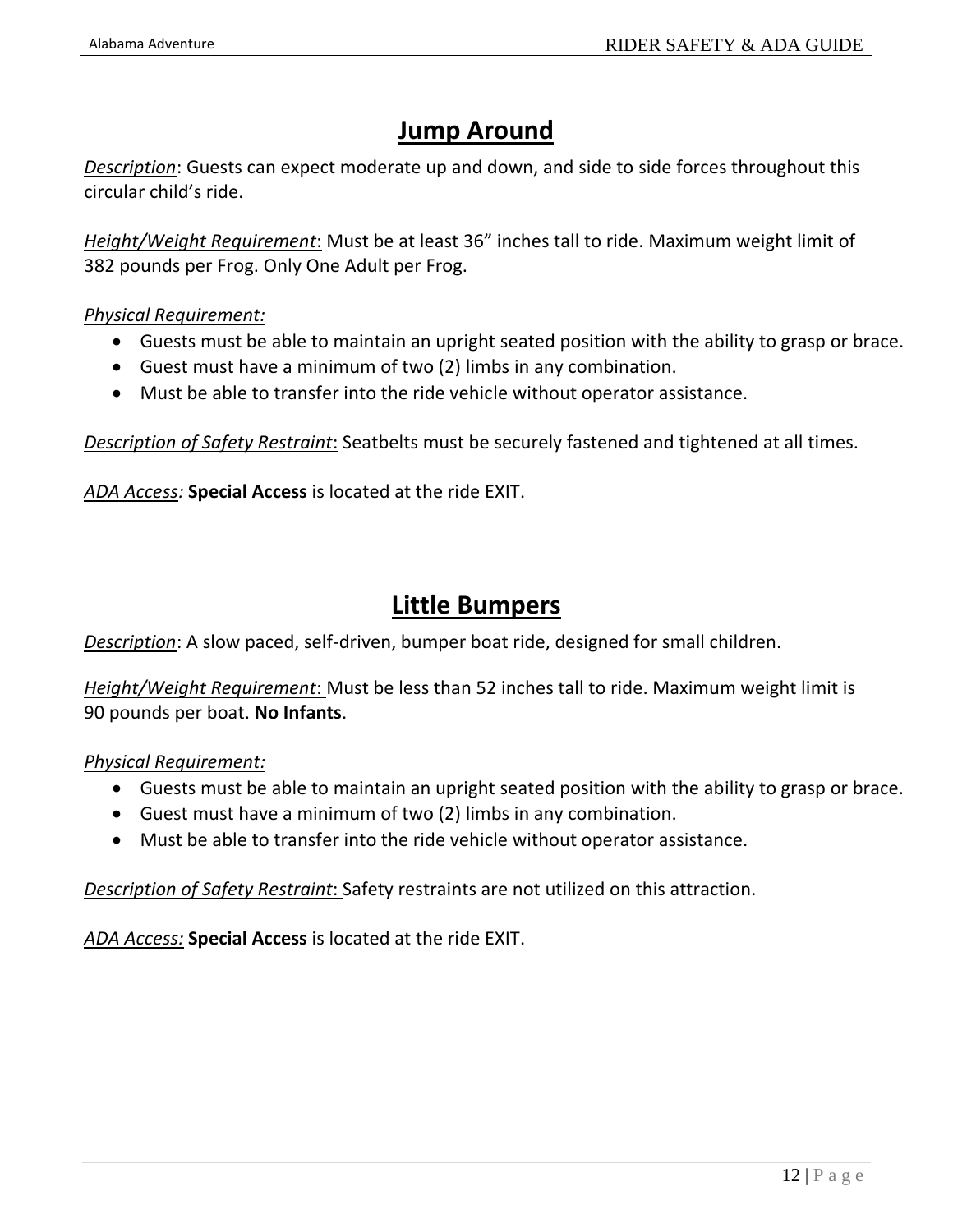# Jump Around

*Description*: Guests can expect moderate up and down, and side to side forces throughout this circular child's ride.

*Height/Weight Requirement*: Must be at least 36" inches tall to ride. Maximum weight limit of 382 pounds per Frog. Only One Adult per Frog.

*Physical Requirement:*

- Guests must be able to maintain an upright seated position with the ability to grasp or brace.
- Guest must have a minimum of two (2) limbs in any combination.
- Must be able to transfer into the ride vehicle without operator assistance.

*Description of Safety Restraint*: Seatbelts must be securely fastened and tightened at all times.

*ADA Access:* **Special Access** is located at the ride EXIT.

# Little Bumpers

*Description*: A slow paced, self-driven, bumper boat ride, designed for small children.

*Height/Weight Requirement*: Must be less than 52 inches tall to ride. Maximum weight limit is 90 pounds per boat. **No Infants**.

*Physical Requirement:*

- Guests must be able to maintain an upright seated position with the ability to grasp or brace.
- Guest must have a minimum of two (2) limbs in any combination.
- Must be able to transfer into the ride vehicle without operator assistance.

*Description of Safety Restraint*: Safety restraints are not utilized on this attraction.

*ADA Access:* **Special Access** is located at the ride EXIT.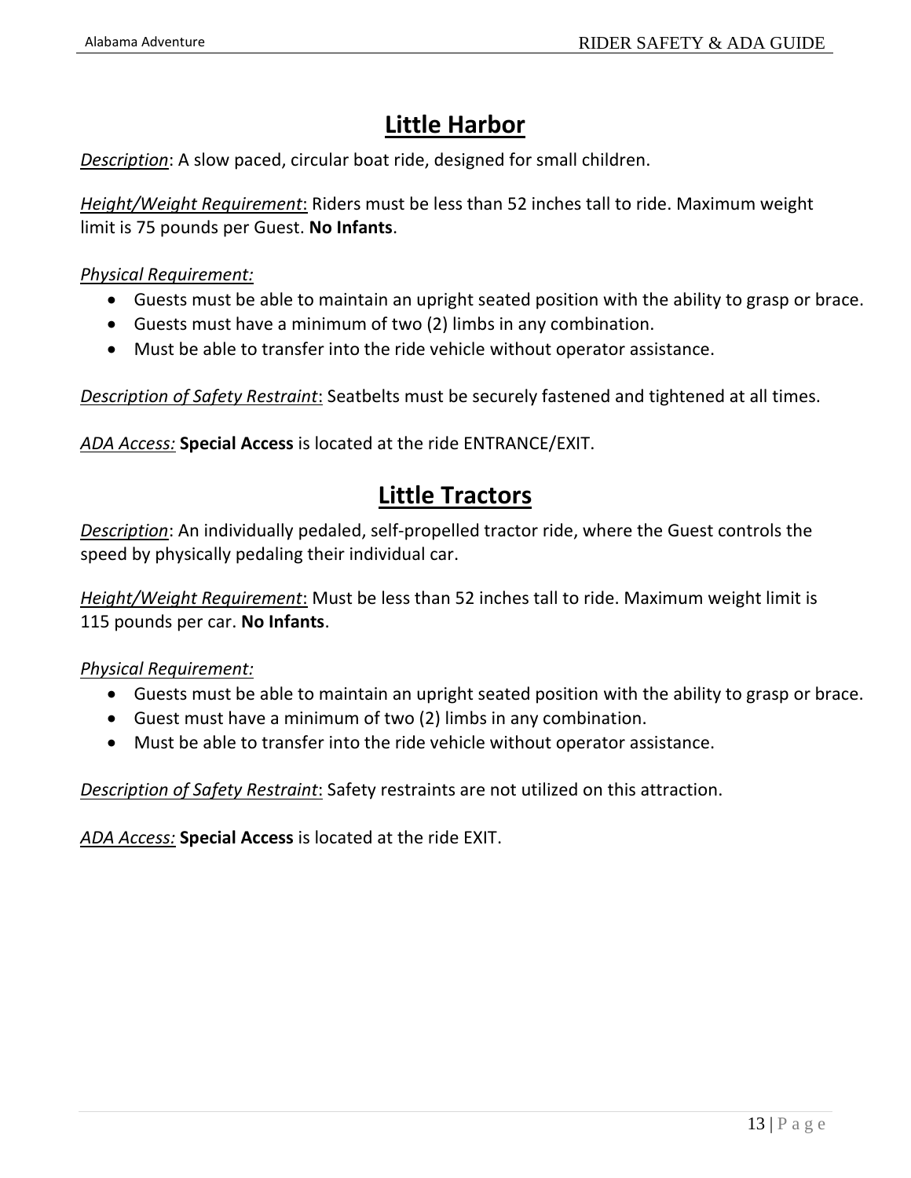# Little Harbor

*Description*: A slow paced, circular boat ride, designed for small children.

*Height/Weight Requirement*: Riders must be less than 52 inches tall to ride. Maximum weight limit is 75 pounds per Guest. **No Infants**.

*Physical Requirement:*

- Guests must be able to maintain an upright seated position with the ability to grasp or brace.
- Guests must have a minimum of two (2) limbs in any combination.
- Must be able to transfer into the ride vehicle without operator assistance.

*Description of Safety Restraint*: Seatbelts must be securely fastened and tightened at all times.

*ADA Access:* **Special Access** is located at the ride ENTRANCE/EXIT.

# Little Tractors

*Description*: An individually pedaled, self-propelled tractor ride, where the Guest controls the speed by physically pedaling their individual car.

*Height/Weight Requirement*: Must be less than 52 inches tall to ride. Maximum weight limit is 115 pounds per car. **No Infants**.

*Physical Requirement:*

- Guests must be able to maintain an upright seated position with the ability to grasp or brace.
- Guest must have a minimum of two (2) limbs in any combination.
- Must be able to transfer into the ride vehicle without operator assistance.

*Description of Safety Restraint*: Safety restraints are not utilized on this attraction.

*ADA Access:* **Special Access** is located at the ride EXIT.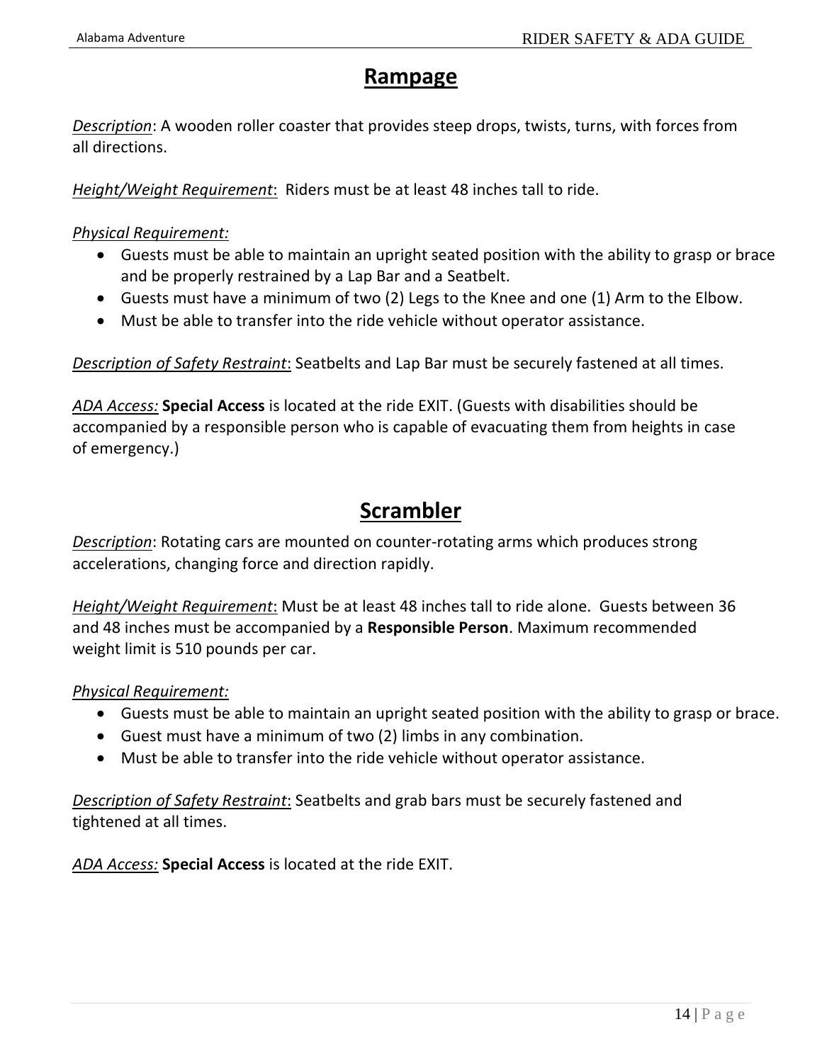# Rampage

*Description*: A wooden roller coaster that provides steep drops, twists, turns, with forces from all directions.

*Height/Weight Requirement*: Riders must be at least 48 inches tall to ride.

*Physical Requirement:*

- Guests must be able to maintain an upright seated position with the ability to grasp or brace and be properly restrained by a Lap Bar and a Seatbelt.
- Guests must have a minimum of two (2) Legs to the Knee and one (1) Arm to the Elbow.
- Must be able to transfer into the ride vehicle without operator assistance.

*Description of Safety Restraint*: Seatbelts and Lap Bar must be securely fastened at all times.

*ADA Access:* **Special Access** is located at the ride EXIT. (Guests with disabilities should be accompanied by a responsible person who is capable of evacuating them from heights in case of emergency.)

# Scrambler

*Description*: Rotating cars are mounted on counter-rotating arms which produces strong accelerations, changing force and direction rapidly.

*Height/Weight Requirement*: Must be at least 48 inches tall to ride alone. Guests between 36 and 48 inches must be accompanied by a **Responsible Person**. Maximum recommended weight limit is 510 pounds per car.

*Physical Requirement:*

- Guests must be able to maintain an upright seated position with the ability to grasp or brace.
- Guest must have a minimum of two (2) limbs in any combination.
- Must be able to transfer into the ride vehicle without operator assistance.

*Description of Safety Restraint*: Seatbelts and grab bars must be securely fastened and tightened at all times.

*ADA Access:* **Special Access** is located at the ride EXIT.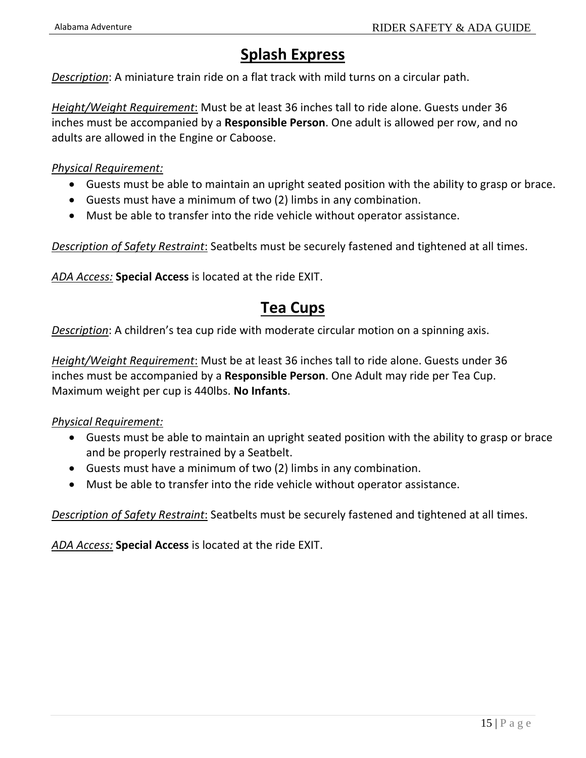# Splash Express

*Description*: A miniature train ride on a flat track with mild turns on a circular path.

*Height/Weight Requirement*: Must be at least 36 inches tall to ride alone. Guests under 36 inches must be accompanied by a **Responsible Person**. One adult is allowed per row, and no adults are allowed in the Engine or Caboose.

*Physical Requirement:*

- Guests must be able to maintain an upright seated position with the ability to grasp or brace.
- Guests must have a minimum of two (2) limbs in any combination.
- Must be able to transfer into the ride vehicle without operator assistance.

*Description of Safety Restraint*: Seatbelts must be securely fastened and tightened at all times.

*ADA Access:* **Special Access** is located at the ride EXIT.

# Tea Cups

*Description*: A children's tea cup ride with moderate circular motion on a spinning axis.

*Height/Weight Requirement*: Must be at least 36 inches tall to ride alone. Guests under 36 inches must be accompanied by a **Responsible Person**. One Adult may ride per Tea Cup. Maximum weight per cup is 440lbs. **No Infants**.

*Physical Requirement:*

- Guests must be able to maintain an upright seated position with the ability to grasp or brace and be properly restrained by a Seatbelt.
- Guests must have a minimum of two (2) limbs in any combination.
- Must be able to transfer into the ride vehicle without operator assistance.

*Description of Safety Restraint*: Seatbelts must be securely fastened and tightened at all times.

*ADA Access:* **Special Access** is located at the ride EXIT.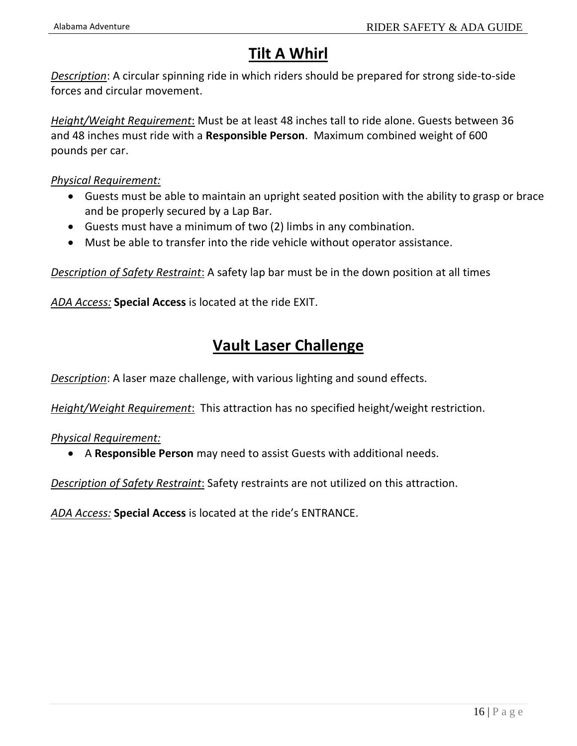# Tilt A Whirl

*Description*: A circular spinning ride in which riders should be prepared for strong side-to-side forces and circular movement.

*Height/Weight Requirement*: Must be at least 48 inches tall to ride alone. Guests between 36 and 48 inches must ride with a **Responsible Person**. Maximum combined weight of 600 pounds per car.

*Physical Requirement:*

- Guests must be able to maintain an upright seated position with the ability to grasp or brace and be properly secured by a Lap Bar.
- Guests must have a minimum of two (2) limbs in any combination.
- Must be able to transfer into the ride vehicle without operator assistance.

*Description of Safety Restraint*: A safety lap bar must be in the down position at all times

*ADA Access:* **Special Access** is located at the ride EXIT.

# Vault Laser Challenge

*Description*: A laser maze challenge, with various lighting and sound effects.

*Height/Weight Requirement*: This attraction has no specified height/weight restriction.

*Physical Requirement:*

- A **Responsible Person** may need to assist Guests with additional needs.

*Description of Safety Restraint*: Safety restraints are not utilized on this attraction.

*ADA Access:* **Special Access** is located at the ride's ENTRANCE.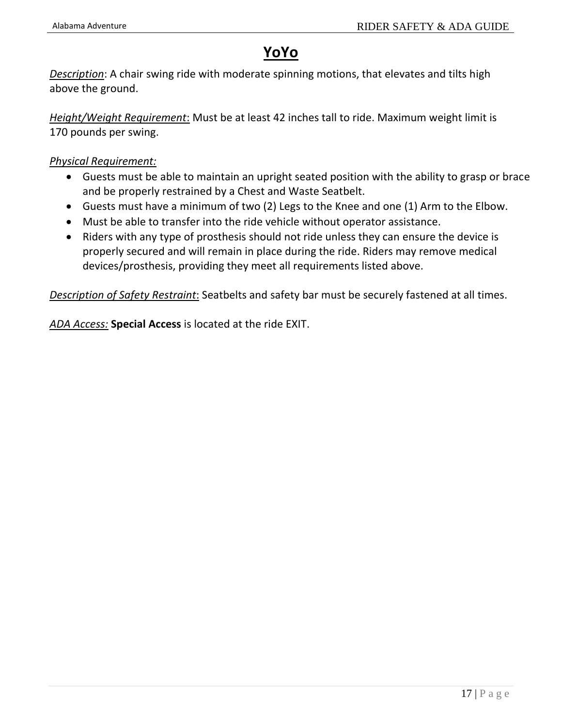# YoYo

*Description*: A chair swing ride with moderate spinning motions, that elevates and tilts high above the ground.

*Height/Weight Requirement*: Must be at least 42 inches tall to ride. Maximum weight limit is 170 pounds per swing.

*Physical Requirement:*

- Guests must be able to maintain an upright seated position with the ability to grasp or brace and be properly restrained by a Chest and Waste Seatbelt.
- Guests must have a minimum of two (2) Legs to the Knee and one (1) Arm to the Elbow.
- Must be able to transfer into the ride vehicle without operator assistance.
- Riders with any type of prosthesis should not ride unless they can ensure the device is properly secured and will remain in place during the ride. Riders may remove medical devices/prosthesis, providing they meet all requirements listed above.

*Description of Safety Restraint*: Seatbelts and safety bar must be securely fastened at all times.

*ADA Access:* **Special Access** is located at the ride EXIT.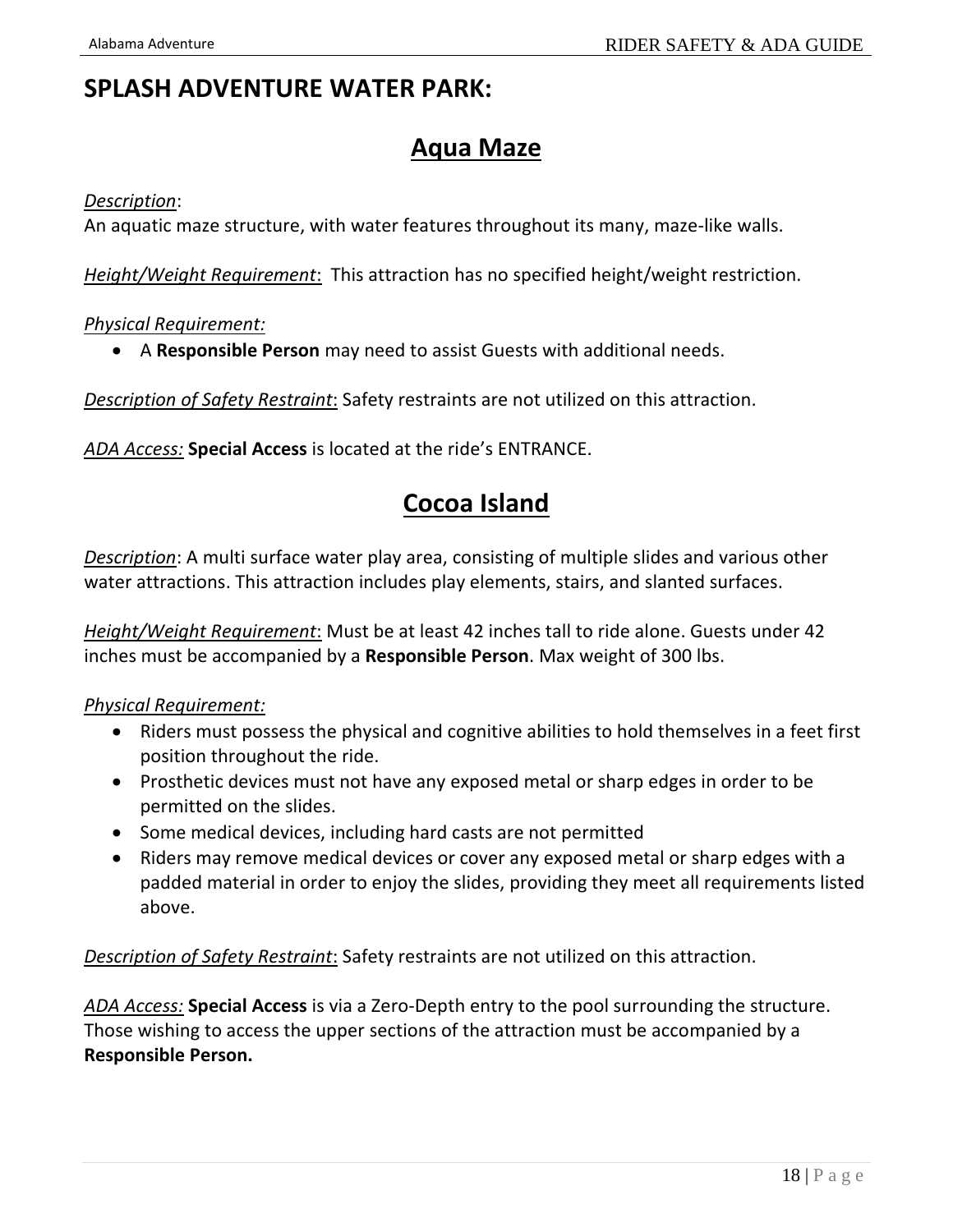# SPLASH ADVENTURE WATER PARK:

## Aqua Maze

*Description*:
An aquatic maze structure, with water features throughout its many, maze-like walls.

*Height/Weight Requirement*: This attraction has no specified height/weight restriction.

*Physical Requirement:*

- A **Responsible Person** may need to assist Guests with additional needs.

*Description of Safety Restraint*: Safety restraints are not utilized on this attraction.

*ADA Access:* **Special Access** is located at the ride's ENTRANCE.

## Cocoa Island

*Description*: A multi surface water play area, consisting of multiple slides and various other water attractions. This attraction includes play elements, stairs, and slanted surfaces.

*Height/Weight Requirement*: Must be at least 42 inches tall to ride alone. Guests under 42 inches must be accompanied by a **Responsible Person**. Max weight of 300 lbs.

*Physical Requirement:*

- Riders must possess the physical and cognitive abilities to hold themselves in a feet first position throughout the ride.
- Prosthetic devices must not have any exposed metal or sharp edges in order to be permitted on the slides.
- Some medical devices, including hard casts are not permitted
- Riders may remove medical devices or cover any exposed metal or sharp edges with a padded material in order to enjoy the slides, providing they meet all requirements listed above.

*Description of Safety Restraint*: Safety restraints are not utilized on this attraction.

*ADA Access:* **Special Access** is via a Zero-Depth entry to the pool surrounding the structure. Those wishing to access the upper sections of the attraction must be accompanied by a **Responsible Person.**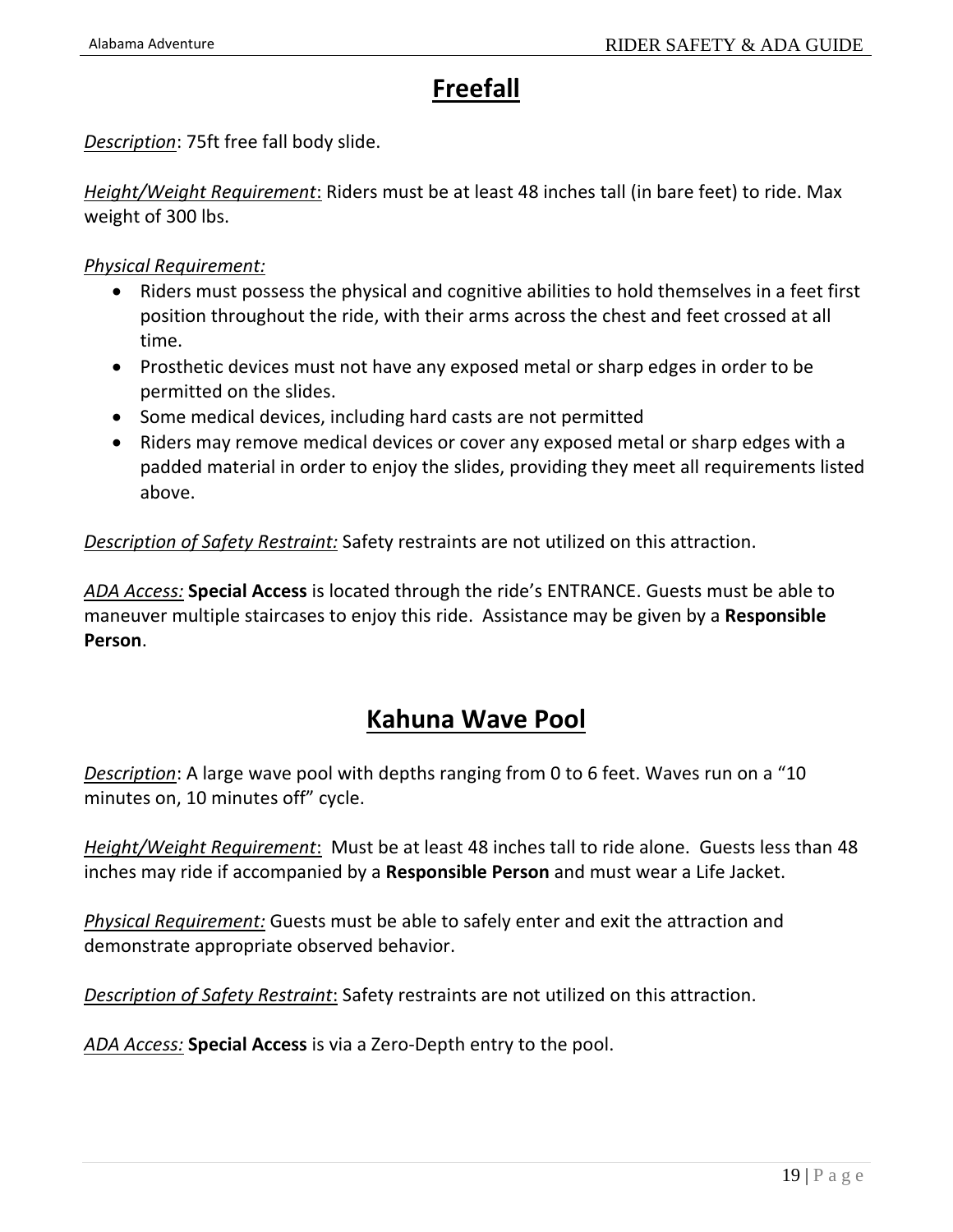# Freefall

*Description*: 75ft free fall body slide.

*Height/Weight Requirement*: Riders must be at least 48 inches tall (in bare feet) to ride. Max weight of 300 lbs.

*Physical Requirement:*

- Riders must possess the physical and cognitive abilities to hold themselves in a feet first position throughout the ride, with their arms across the chest and feet crossed at all time.
- Prosthetic devices must not have any exposed metal or sharp edges in order to be permitted on the slides.
- Some medical devices, including hard casts are not permitted
- Riders may remove medical devices or cover any exposed metal or sharp edges with a padded material in order to enjoy the slides, providing they meet all requirements listed above.

*Description of Safety Restraint:* Safety restraints are not utilized on this attraction.

*ADA Access:* **Special Access** is located through the ride's ENTRANCE. Guests must be able to maneuver multiple staircases to enjoy this ride. Assistance may be given by a **Responsible Person**.

# Kahuna Wave Pool

*Description*: A large wave pool with depths ranging from 0 to 6 feet. Waves run on a "10 minutes on, 10 minutes off" cycle.

*Height/Weight Requirement*: Must be at least 48 inches tall to ride alone. Guests less than 48 inches may ride if accompanied by a **Responsible Person** and must wear a Life Jacket.

*Physical Requirement:* Guests must be able to safely enter and exit the attraction and demonstrate appropriate observed behavior.

*Description of Safety Restraint*: Safety restraints are not utilized on this attraction.

*ADA Access:* **Special Access** is via a Zero-Depth entry to the pool.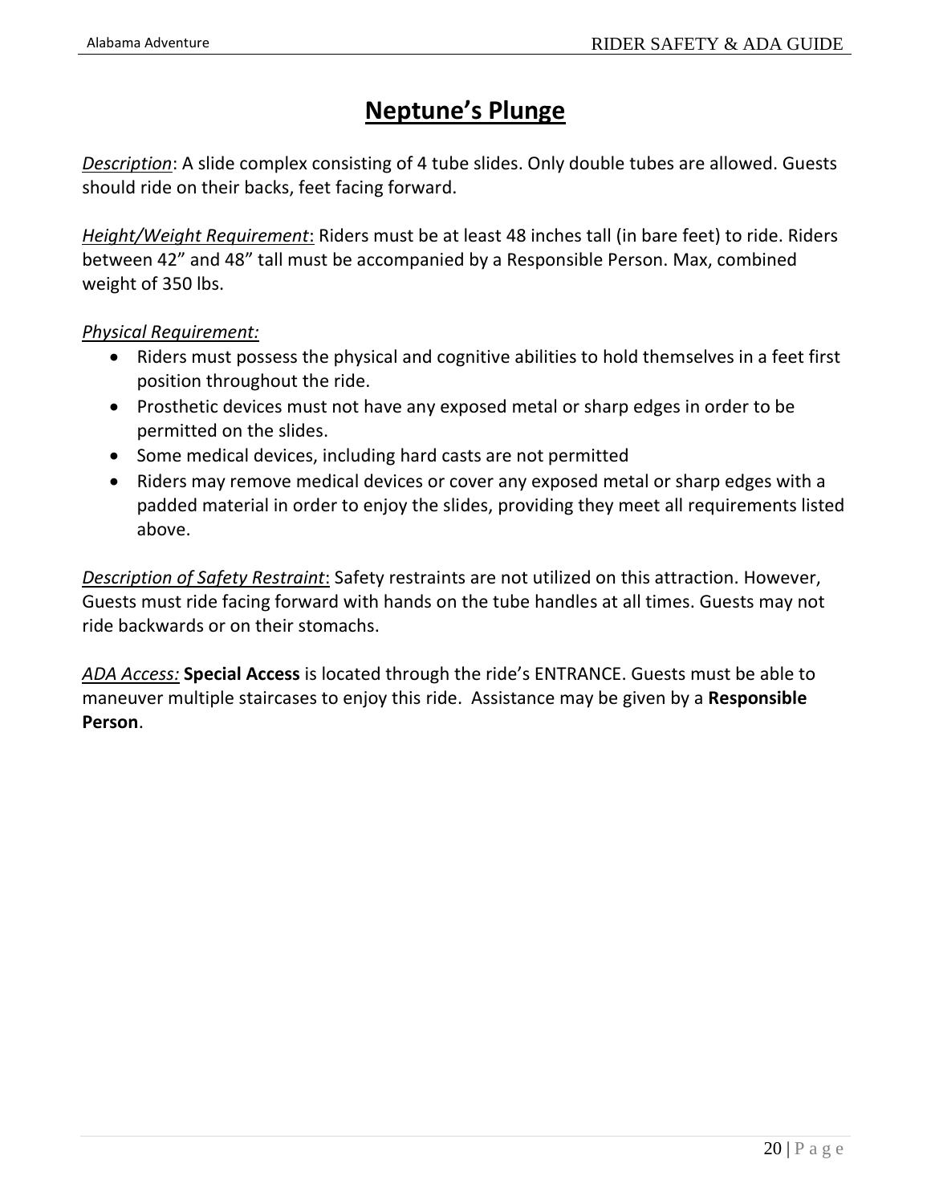# Neptune's Plunge

*Description*: A slide complex consisting of 4 tube slides. Only double tubes are allowed. Guests should ride on their backs, feet facing forward.

*Height/Weight Requirement*: Riders must be at least 48 inches tall (in bare feet) to ride. Riders between 42" and 48" tall must be accompanied by a Responsible Person. Max, combined weight of 350 lbs.

*Physical Requirement:*

- Riders must possess the physical and cognitive abilities to hold themselves in a feet first position throughout the ride.
- Prosthetic devices must not have any exposed metal or sharp edges in order to be permitted on the slides.
- Some medical devices, including hard casts are not permitted
- Riders may remove medical devices or cover any exposed metal or sharp edges with a padded material in order to enjoy the slides, providing they meet all requirements listed above.

*Description of Safety Restraint*: Safety restraints are not utilized on this attraction. However, Guests must ride facing forward with hands on the tube handles at all times. Guests may not ride backwards or on their stomachs.

*ADA Access:* **Special Access** is located through the ride's ENTRANCE. Guests must be able to maneuver multiple staircases to enjoy this ride. Assistance may be given by a **Responsible Person**.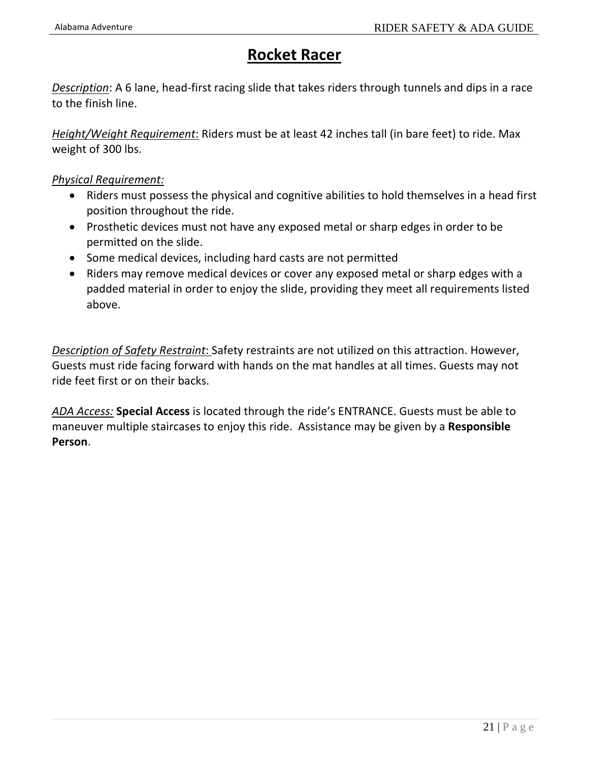# Rocket Racer

*Description*: A 6 lane, head-first racing slide that takes riders through tunnels and dips in a race to the finish line.

*Height/Weight Requirement*: Riders must be at least 42 inches tall (in bare feet) to ride. Max weight of 300 lbs.

*Physical Requirement:*

- Riders must possess the physical and cognitive abilities to hold themselves in a head first position throughout the ride.
- Prosthetic devices must not have any exposed metal or sharp edges in order to be permitted on the slide.
- Some medical devices, including hard casts are not permitted
- Riders may remove medical devices or cover any exposed metal or sharp edges with a padded material in order to enjoy the slide, providing they meet all requirements listed above.

*Description of Safety Restraint*: Safety restraints are not utilized on this attraction. However, Guests must ride facing forward with hands on the mat handles at all times. Guests may not ride feet first or on their backs.

*ADA Access:* **Special Access** is located through the ride's ENTRANCE. Guests must be able to maneuver multiple staircases to enjoy this ride. Assistance may be given by a **Responsible Person**.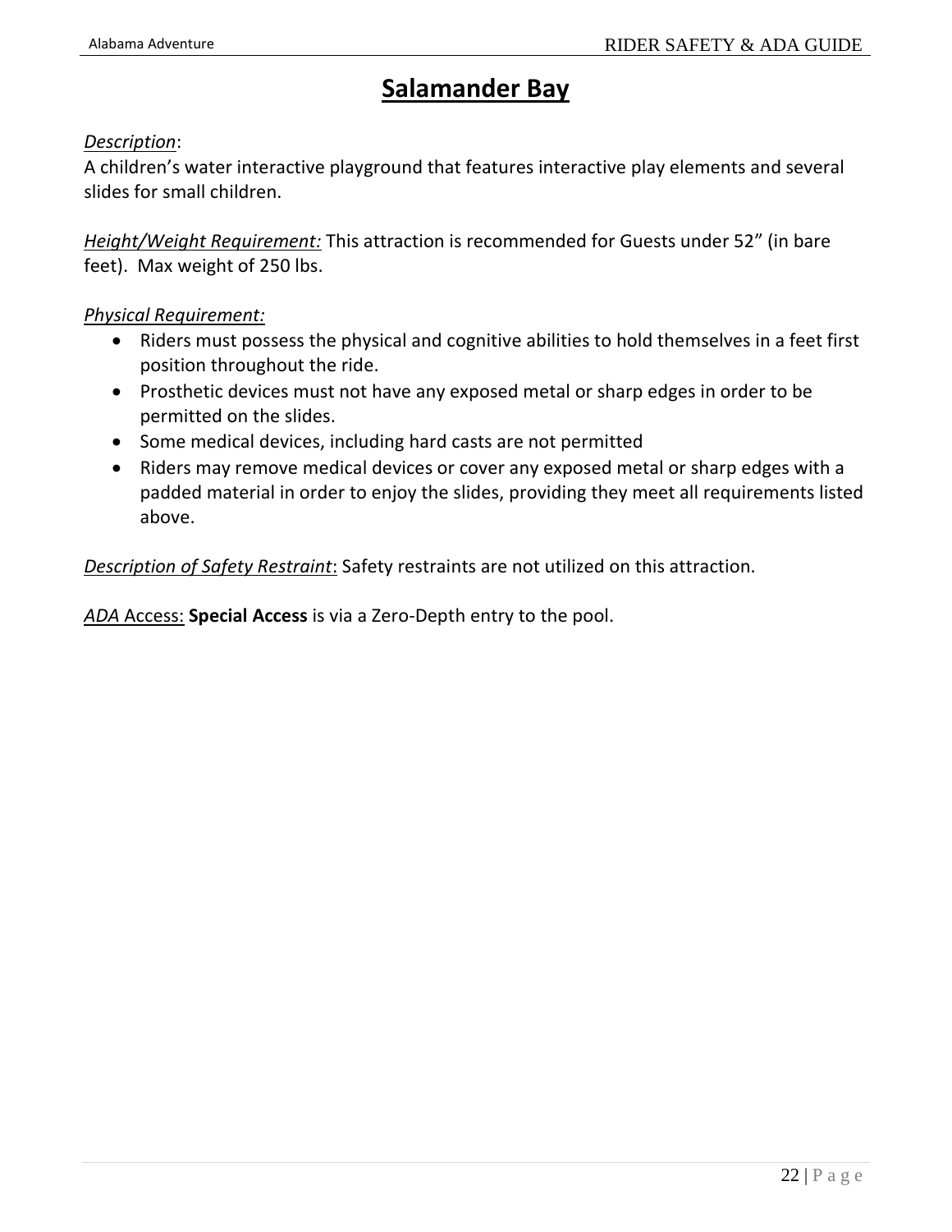# Salamander Bay

*Description*:
A children's water interactive playground that features interactive play elements and several slides for small children.

*Height/Weight Requirement:* This attraction is recommended for Guests under 52" (in bare feet). Max weight of 250 lbs.

*Physical Requirement:*

- Riders must possess the physical and cognitive abilities to hold themselves in a feet first position throughout the ride.
- Prosthetic devices must not have any exposed metal or sharp edges in order to be permitted on the slides.
- Some medical devices, including hard casts are not permitted
- Riders may remove medical devices or cover any exposed metal or sharp edges with a padded material in order to enjoy the slides, providing they meet all requirements listed above.

*Description of Safety Restraint*: Safety restraints are not utilized on this attraction.

*ADA* Access: **Special Access** is via a Zero-Depth entry to the pool.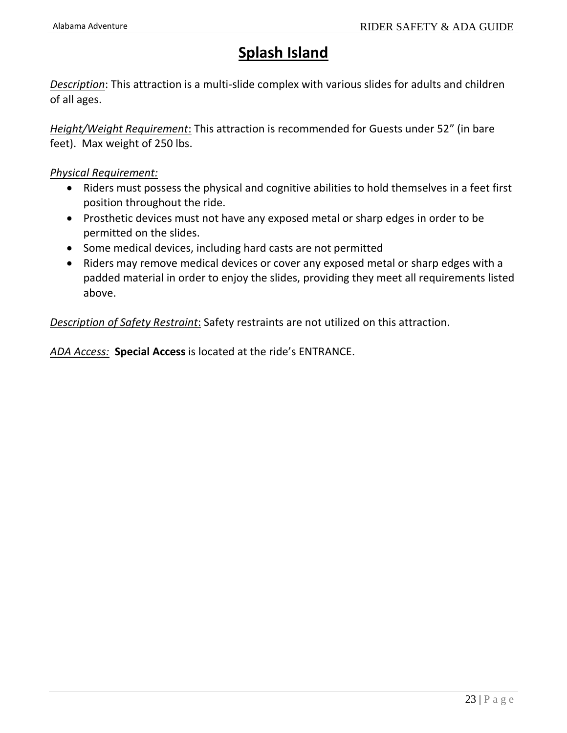# Splash Island

*Description*: This attraction is a multi-slide complex with various slides for adults and children of all ages.

*Height/Weight Requirement*: This attraction is recommended for Guests under 52" (in bare feet). Max weight of 250 lbs.

*Physical Requirement:*

- Riders must possess the physical and cognitive abilities to hold themselves in a feet first position throughout the ride.
- Prosthetic devices must not have any exposed metal or sharp edges in order to be permitted on the slides.
- Some medical devices, including hard casts are not permitted
- Riders may remove medical devices or cover any exposed metal or sharp edges with a padded material in order to enjoy the slides, providing they meet all requirements listed above.

*Description of Safety Restraint*: Safety restraints are not utilized on this attraction.

*ADA Access:* **Special Access** is located at the ride's ENTRANCE.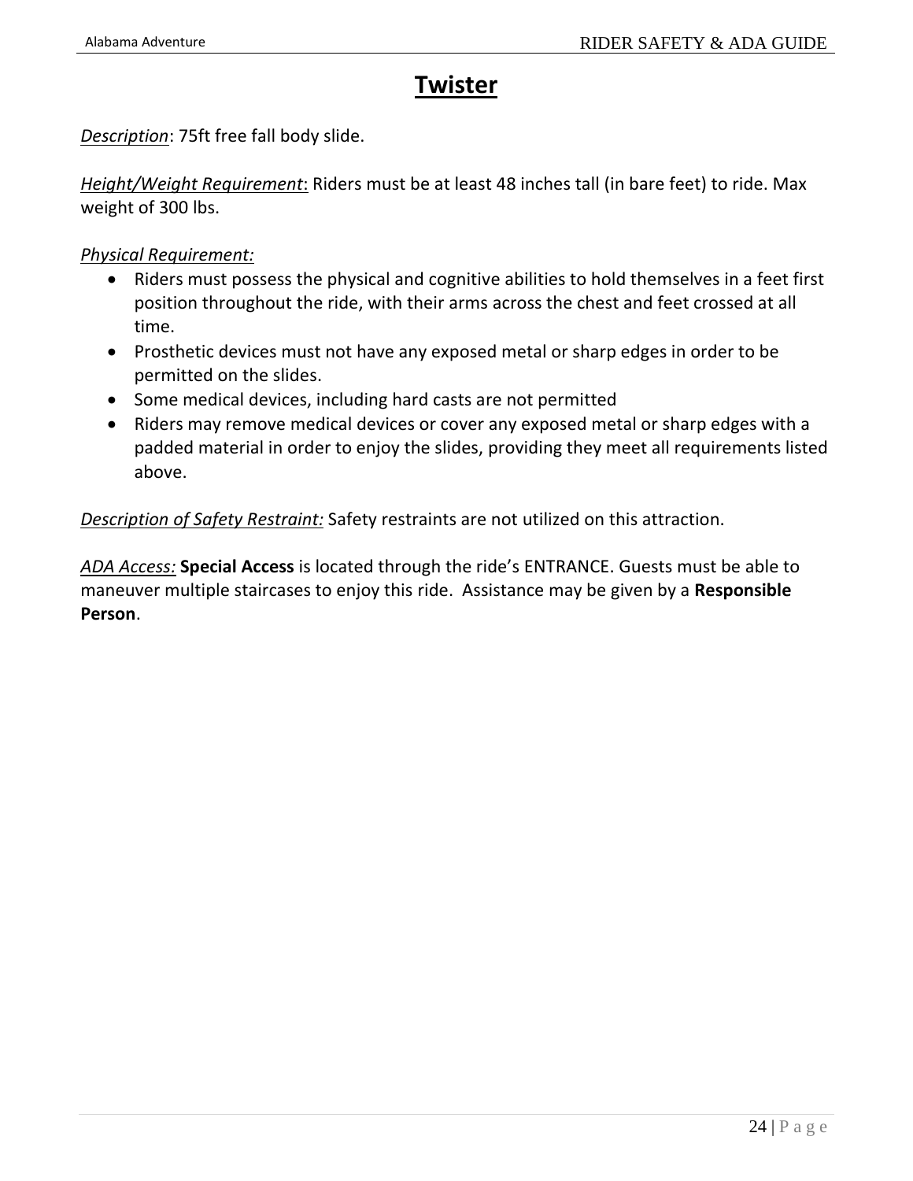# Twister

*Description*: 75ft free fall body slide.

*Height/Weight Requirement*: Riders must be at least 48 inches tall (in bare feet) to ride. Max weight of 300 lbs.

*Physical Requirement:*

- Riders must possess the physical and cognitive abilities to hold themselves in a feet first position throughout the ride, with their arms across the chest and feet crossed at all time.
- Prosthetic devices must not have any exposed metal or sharp edges in order to be permitted on the slides.
- Some medical devices, including hard casts are not permitted
- Riders may remove medical devices or cover any exposed metal or sharp edges with a padded material in order to enjoy the slides, providing they meet all requirements listed above.

*Description of Safety Restraint:* Safety restraints are not utilized on this attraction.

*ADA Access:* **Special Access** is located through the ride's ENTRANCE. Guests must be able to maneuver multiple staircases to enjoy this ride. Assistance may be given by a **Responsible Person**.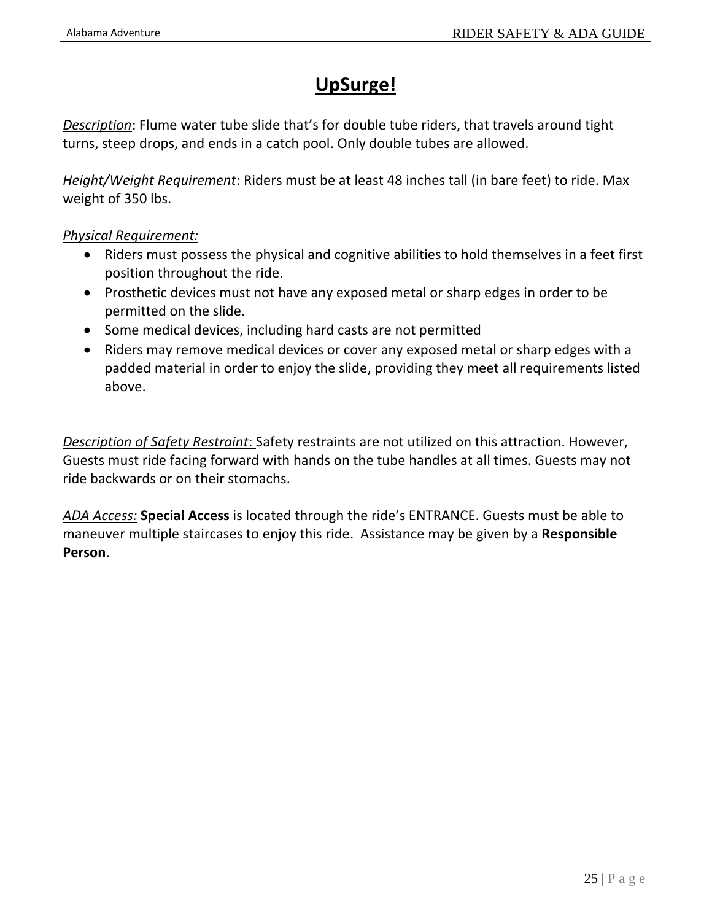# **UpSurge!**

*Description*: Flume water tube slide that's for double tube riders, that travels around tight turns, steep drops, and ends in a catch pool. Only double tubes are allowed.

*Height/Weight Requirement*: Riders must be at least 48 inches tall (in bare feet) to ride. Max weight of 350 lbs.

*Physical Requirement:*

- Riders must possess the physical and cognitive abilities to hold themselves in a feet first position throughout the ride.
- Prosthetic devices must not have any exposed metal or sharp edges in order to be permitted on the slide.
- Some medical devices, including hard casts are not permitted
- Riders may remove medical devices or cover any exposed metal or sharp edges with a padded material in order to enjoy the slide, providing they meet all requirements listed above.

*Description of Safety Restraint*: Safety restraints are not utilized on this attraction. However, Guests must ride facing forward with hands on the tube handles at all times. Guests may not ride backwards or on their stomachs.

*ADA Access:* **Special Access** is located through the ride's ENTRANCE. Guests must be able to maneuver multiple staircases to enjoy this ride. Assistance may be given by a **Responsible Person**.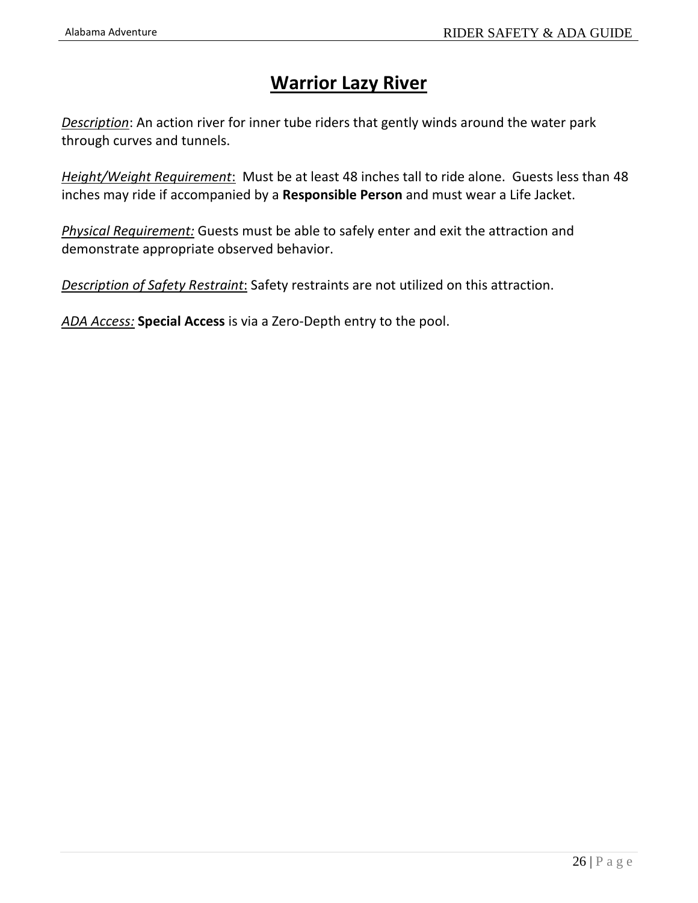# Warrior Lazy River

*<u>Description</u>*: An action river for inner tube riders that gently winds around the water park through curves and tunnels.

*<u>Height/Weight Requirement</u>*: Must be at least 48 inches tall to ride alone. Guests less than 48 inches may ride if accompanied by a **Responsible Person** and must wear a Life Jacket.

*<u>Physical Requirement:</u>* Guests must be able to safely enter and exit the attraction and demonstrate appropriate observed behavior.

*<u>Description of Safety Restraint</u>*: Safety restraints are not utilized on this attraction.

*<u>ADA Access:</u>* **Special Access** is via a Zero-Depth entry to the pool.